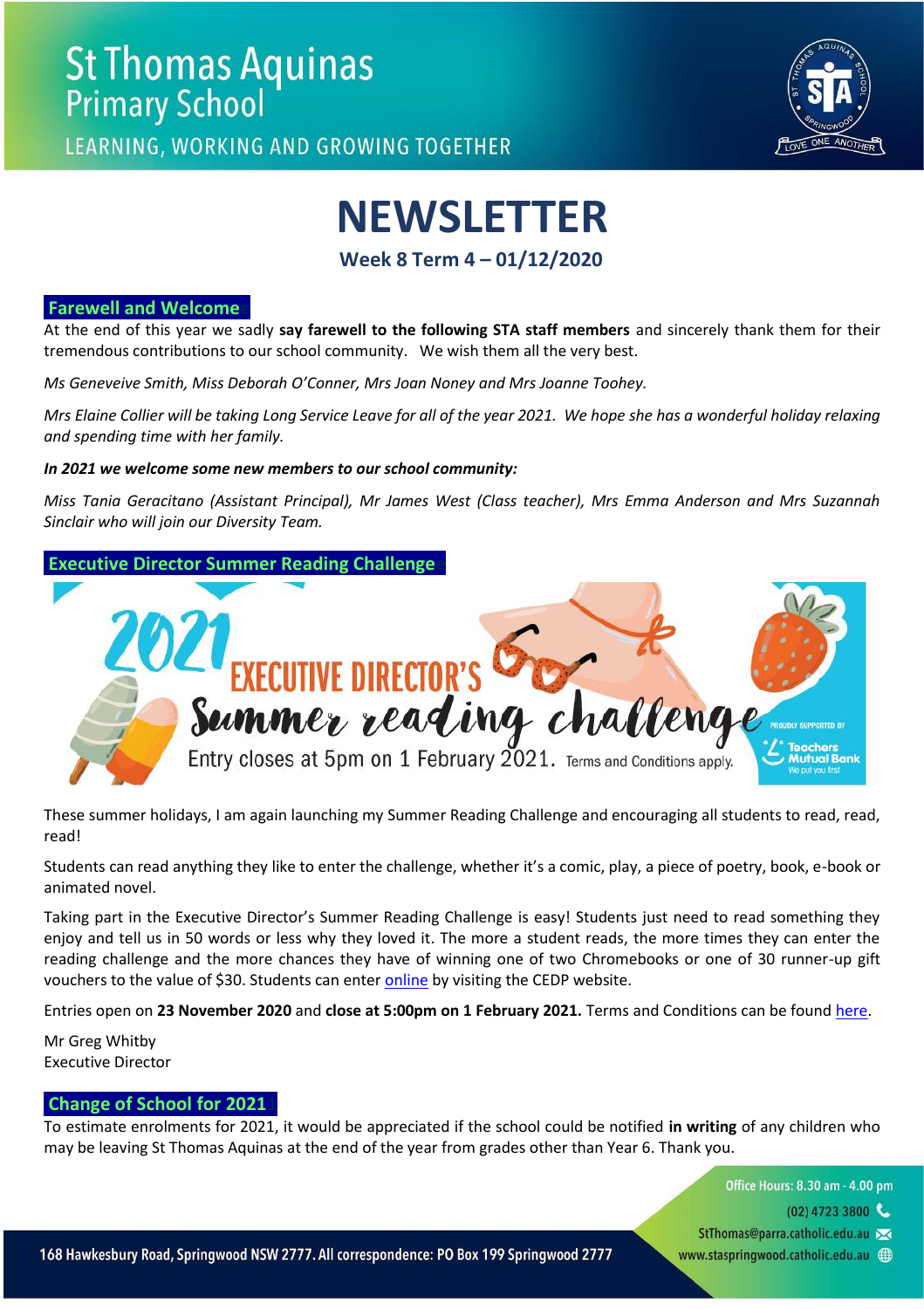# St Thomas Aquinas Primary School

LEARNING, WORKING AND GROWING TOGETHER

# NEWSLETTER

**Week 8 Term 4 – 01/12/2020**

## Farewell and Welcome

At the end of this year we sadly **say farewell to the following STA staff members** and sincerely thank them for their tremendous contributions to our school community. We wish them all the very best.

*Ms Geneveive Smith, Miss Deborah O'Conner, Mrs Joan Noney and Mrs Joanne Toohey.*

*Mrs Elaine Collier will be taking Long Service Leave for all of the year 2021. We hope she has a wonderful holiday relaxing and spending time with her family.*

***In 2021 we welcome some new members to our school community:***

*Miss Tania Geracitano (Assistant Principal), Mr James West (Class teacher), Mrs Emma Anderson and Mrs Suzannah Sinclair who will join our Diversity Team.*

## Executive Director Summer Reading Challenge

2021 EXECUTIVE DIRECTOR'S Summer reading challenge

Entry closes at 5pm on 1 February 2021. Terms and Conditions apply.

PROUDLY SUPPORTED BY Teachers Mutual Bank We put you first

These summer holidays, I am again launching my Summer Reading Challenge and encouraging all students to read, read, read!

Students can read anything they like to enter the challenge, whether it's a comic, play, a piece of poetry, book, e-book or animated novel.

Taking part in the Executive Director's Summer Reading Challenge is easy! Students just need to read something they enjoy and tell us in 50 words or less why they loved it. The more a student reads, the more times they can enter the reading challenge and the more chances they have of winning one of two Chromebooks or one of 30 runner-up gift vouchers to the value of $30. Students can enter online by visiting the CEDP website.

Entries open on **23 November 2020** and **close at 5:00pm on 1 February 2021.** Terms and Conditions can be found here.

Mr Greg Whitby
Executive Director

## Change of School for 2021

To estimate enrolments for 2021, it would be appreciated if the school could be notified **in writing** of any children who may be leaving St Thomas Aquinas at the end of the year from grades other than Year 6. Thank you.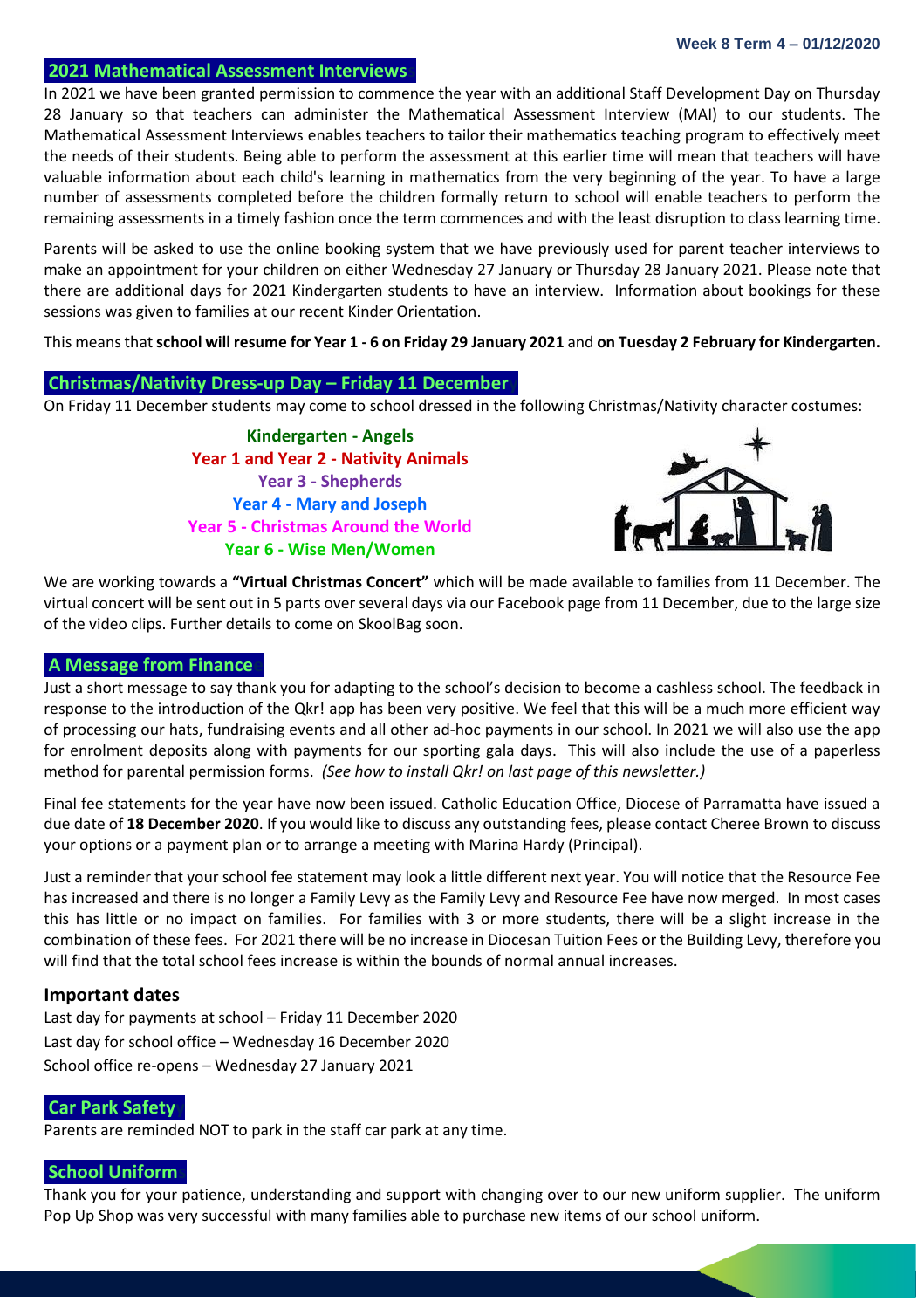## 2021 Mathematical Assessment Interviews

In 2021 we have been granted permission to commence the year with an additional Staff Development Day on Thursday 28 January so that teachers can administer the Mathematical Assessment Interview (MAI) to our students. The Mathematical Assessment Interviews enables teachers to tailor their mathematics teaching program to effectively meet the needs of their students. Being able to perform the assessment at this earlier time will mean that teachers will have valuable information about each child's learning in mathematics from the very beginning of the year. To have a large number of assessments completed before the children formally return to school will enable teachers to perform the remaining assessments in a timely fashion once the term commences and with the least disruption to class learning time.

Parents will be asked to use the online booking system that we have previously used for parent teacher interviews to make an appointment for your children on either Wednesday 27 January or Thursday 28 January 2021. Please note that there are additional days for 2021 Kindergarten students to have an interview. Information about bookings for these sessions was given to families at our recent Kinder Orientation.

This means that **school will resume for Year 1 - 6 on Friday 29 January 2021** and **on Tuesday 2 February for Kindergarten.**

## Christmas/Nativity Dress-up Day – Friday 11 December

On Friday 11 December students may come to school dressed in the following Christmas/Nativity character costumes:

**Kindergarten - Angels**
**Year 1 and Year 2 - Nativity Animals**
**Year 3 - Shepherds**
**Year 4 - Mary and Joseph**
**Year 5 - Christmas Around the World**
**Year 6 - Wise Men/Women**

We are working towards a **"Virtual Christmas Concert"** which will be made available to families from 11 December. The virtual concert will be sent out in 5 parts over several days via our Facebook page from 11 December, due to the large size of the video clips. Further details to come on SkoolBag soon.

## A Message from Finance

Just a short message to say thank you for adapting to the school's decision to become a cashless school. The feedback in response to the introduction of the Qkr! app has been very positive. We feel that this will be a much more efficient way of processing our hats, fundraising events and all other ad-hoc payments in our school. In 2021 we will also use the app for enrolment deposits along with payments for our sporting gala days. This will also include the use of a paperless method for parental permission forms. *(See how to install Qkr! on last page of this newsletter.)*

Final fee statements for the year have now been issued. Catholic Education Office, Diocese of Parramatta have issued a due date of **18 December 2020**. If you would like to discuss any outstanding fees, please contact Cheree Brown to discuss your options or a payment plan or to arrange a meeting with Marina Hardy (Principal).

Just a reminder that your school fee statement may look a little different next year. You will notice that the Resource Fee has increased and there is no longer a Family Levy as the Family Levy and Resource Fee have now merged. In most cases this has little or no impact on families. For families with 3 or more students, there will be a slight increase in the combination of these fees. For 2021 there will be no increase in Diocesan Tuition Fees or the Building Levy, therefore you will find that the total school fees increase is within the bounds of normal annual increases.

### Important dates

Last day for payments at school – Friday 11 December 2020
Last day for school office – Wednesday 16 December 2020
School office re-opens – Wednesday 27 January 2021

## Car Park Safety

Parents are reminded NOT to park in the staff car park at any time.

## School Uniform

Thank you for your patience, understanding and support with changing over to our new uniform supplier. The uniform Pop Up Shop was very successful with many families able to purchase new items of our school uniform.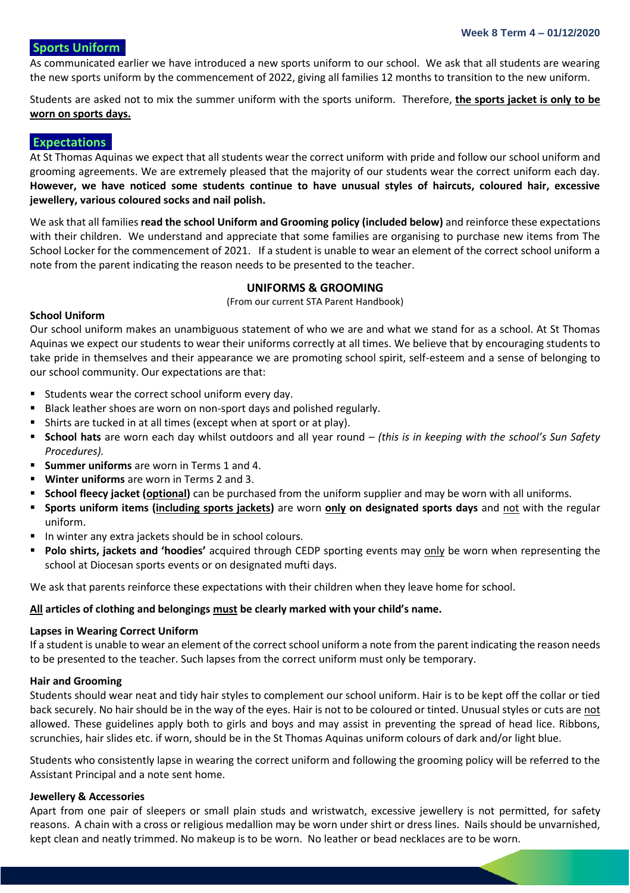## Sports Uniform

As communicated earlier we have introduced a new sports uniform to our school. We ask that all students are wearing the new sports uniform by the commencement of 2022, giving all families 12 months to transition to the new uniform.

Students are asked not to mix the summer uniform with the sports uniform. Therefore, **the sports jacket is only to be worn on sports days.**

## Expectations

At St Thomas Aquinas we expect that all students wear the correct uniform with pride and follow our school uniform and grooming agreements. We are extremely pleased that the majority of our students wear the correct uniform each day. **However, we have noticed some students continue to have unusual styles of haircuts, coloured hair, excessive jewellery, various coloured socks and nail polish.**

We ask that all families **read the school Uniform and Grooming policy (included below)** and reinforce these expectations with their children. We understand and appreciate that some families are organising to purchase new items from The School Locker for the commencement of 2021. If a student is unable to wear an element of the correct school uniform a note from the parent indicating the reason needs to be presented to the teacher.

### UNIFORMS & GROOMING

(From our current STA Parent Handbook)

**School Uniform**

Our school uniform makes an unambiguous statement of who we are and what we stand for as a school. At St Thomas Aquinas we expect our students to wear their uniforms correctly at all times. We believe that by encouraging students to take pride in themselves and their appearance we are promoting school spirit, self-esteem and a sense of belonging to our school community. Our expectations are that:

- Students wear the correct school uniform every day.
- Black leather shoes are worn on non-sport days and polished regularly.
- Shirts are tucked in at all times (except when at sport or at play).
- **School hats** are worn each day whilst outdoors and all year round – *(this is in keeping with the school's Sun Safety Procedures).*
- **Summer uniforms** are worn in Terms 1 and 4.
- **Winter uniforms** are worn in Terms 2 and 3.
- **School fleecy jacket (optional)** can be purchased from the uniform supplier and may be worn with all uniforms.
- **Sports uniform items (including sports jackets)** are worn **only on designated sports days** and not with the regular uniform.
- In winter any extra jackets should be in school colours.
- **Polo shirts, jackets and 'hoodies'** acquired through CEDP sporting events may only be worn when representing the school at Diocesan sports events or on designated mufti days.

We ask that parents reinforce these expectations with their children when they leave home for school.

**All articles of clothing and belongings must be clearly marked with your child's name.**

**Lapses in Wearing Correct Uniform**

If a student is unable to wear an element of the correct school uniform a note from the parent indicating the reason needs to be presented to the teacher. Such lapses from the correct uniform must only be temporary.

**Hair and Grooming**

Students should wear neat and tidy hair styles to complement our school uniform. Hair is to be kept off the collar or tied back securely. No hair should be in the way of the eyes. Hair is not to be coloured or tinted. Unusual styles or cuts are not allowed. These guidelines apply both to girls and boys and may assist in preventing the spread of head lice. Ribbons, scrunchies, hair slides etc. if worn, should be in the St Thomas Aquinas uniform colours of dark and/or light blue.

Students who consistently lapse in wearing the correct uniform and following the grooming policy will be referred to the Assistant Principal and a note sent home.

**Jewellery & Accessories**

Apart from one pair of sleepers or small plain studs and wristwatch, excessive jewellery is not permitted, for safety reasons. A chain with a cross or religious medallion may be worn under shirt or dress lines. Nails should be unvarnished, kept clean and neatly trimmed. No makeup is to be worn. No leather or bead necklaces are to be worn.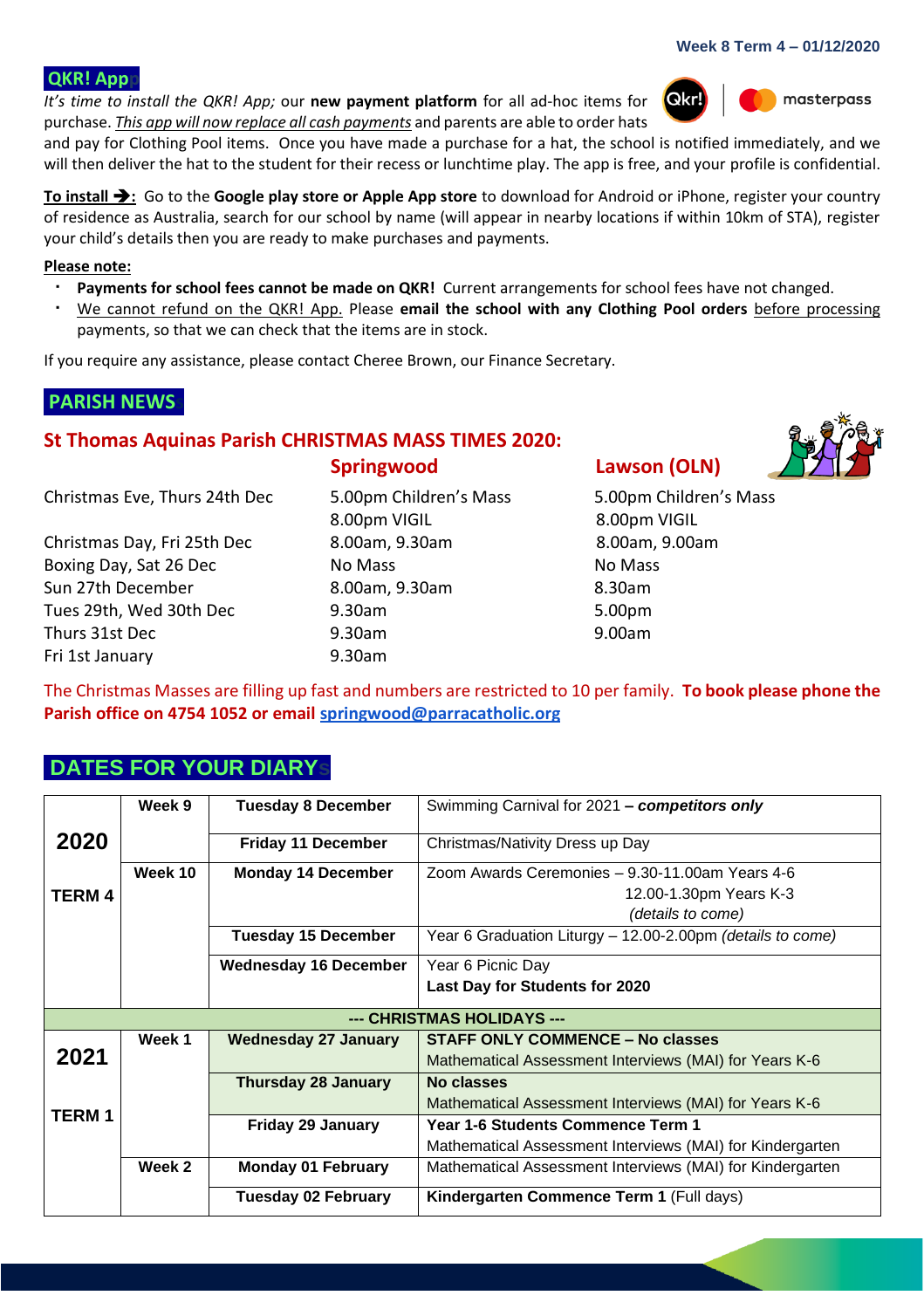Week 8 Term 4 – 01/12/2020

## QKR! App

*It's time to install the QKR! App;* our **new payment platform** for all ad-hoc items for purchase. *This app will now replace all cash payments* and parents are able to order hats and pay for Clothing Pool items. Once you have made a purchase for a hat, the school is notified immediately, and we will then deliver the hat to the student for their recess or lunchtime play. The app is free, and your profile is confidential.

**To install ➔:** Go to the **Google play store or Apple App store** to download for Android or iPhone, register your country of residence as Australia, search for our school by name (will appear in nearby locations if within 10km of STA), register your child's details then you are ready to make purchases and payments.

**Please note:**

- **Payments for school fees cannot be made on QKR!** Current arrangements for school fees have not changed.
- We cannot refund on the QKR! App. Please **email the school with any Clothing Pool orders** before processing payments, so that we can check that the items are in stock.

If you require any assistance, please contact Cheree Brown, our Finance Secretary.

## PARISH NEWS

### St Thomas Aquinas Parish CHRISTMAS MASS TIMES 2020:

| | Springwood | Lawson (OLN) |
|---|---|---|
| Christmas Eve, Thurs 24th Dec | 5.00pm Children's Mass<br>8.00pm VIGIL | 5.00pm Children's Mass<br>8.00pm VIGIL |
| Christmas Day, Fri 25th Dec | 8.00am, 9.30am | 8.00am, 9.00am |
| Boxing Day, Sat 26 Dec | No Mass | No Mass |
| Sun 27th December | 8.00am, 9.30am | 8.30am |
| Tues 29th, Wed 30th Dec | 9.30am | 5.00pm |
| Thurs 31st Dec | 9.30am | 9.00am |
| Fri 1st January | 9.30am | |

The Christmas Masses are filling up fast and numbers are restricted to 10 per family. **To book please phone the Parish office on 4754 1052 or email springwood@parracatholic.org**

## DATES FOR YOUR DIARY

| | | | |
|---|---|---|---|
| **2020 TERM 4** | **Week 9** | **Tuesday 8 December** | Swimming Carnival for 2021 – ***competitors only*** |
| | | **Friday 11 December** | Christmas/Nativity Dress up Day |
| | **Week 10** | **Monday 14 December** | Zoom Awards Ceremonies – 9.30-11.00am Years 4-6<br>12.00-1.30pm Years K-3<br>*(details to come)* |
| | | **Tuesday 15 December** | Year 6 Graduation Liturgy – 12.00-2.00pm *(details to come)* |
| | | **Wednesday 16 December** | Year 6 Picnic Day<br>**Last Day for Students for 2020** |
| **--- CHRISTMAS HOLIDAYS ---** | | | |
| **2021 TERM 1** | **Week 1** | **Wednesday 27 January** | **STAFF ONLY COMMENCE – No classes**<br>Mathematical Assessment Interviews (MAI) for Years K-6 |
| | | **Thursday 28 January** | **No classes**<br>Mathematical Assessment Interviews (MAI) for Years K-6 |
| | | **Friday 29 January** | **Year 1-6 Students Commence Term 1**<br>Mathematical Assessment Interviews (MAI) for Kindergarten |
| | **Week 2** | **Monday 01 February** | Mathematical Assessment Interviews (MAI) for Kindergarten |
| | | **Tuesday 02 February** | **Kindergarten Commence Term 1** (Full days) |